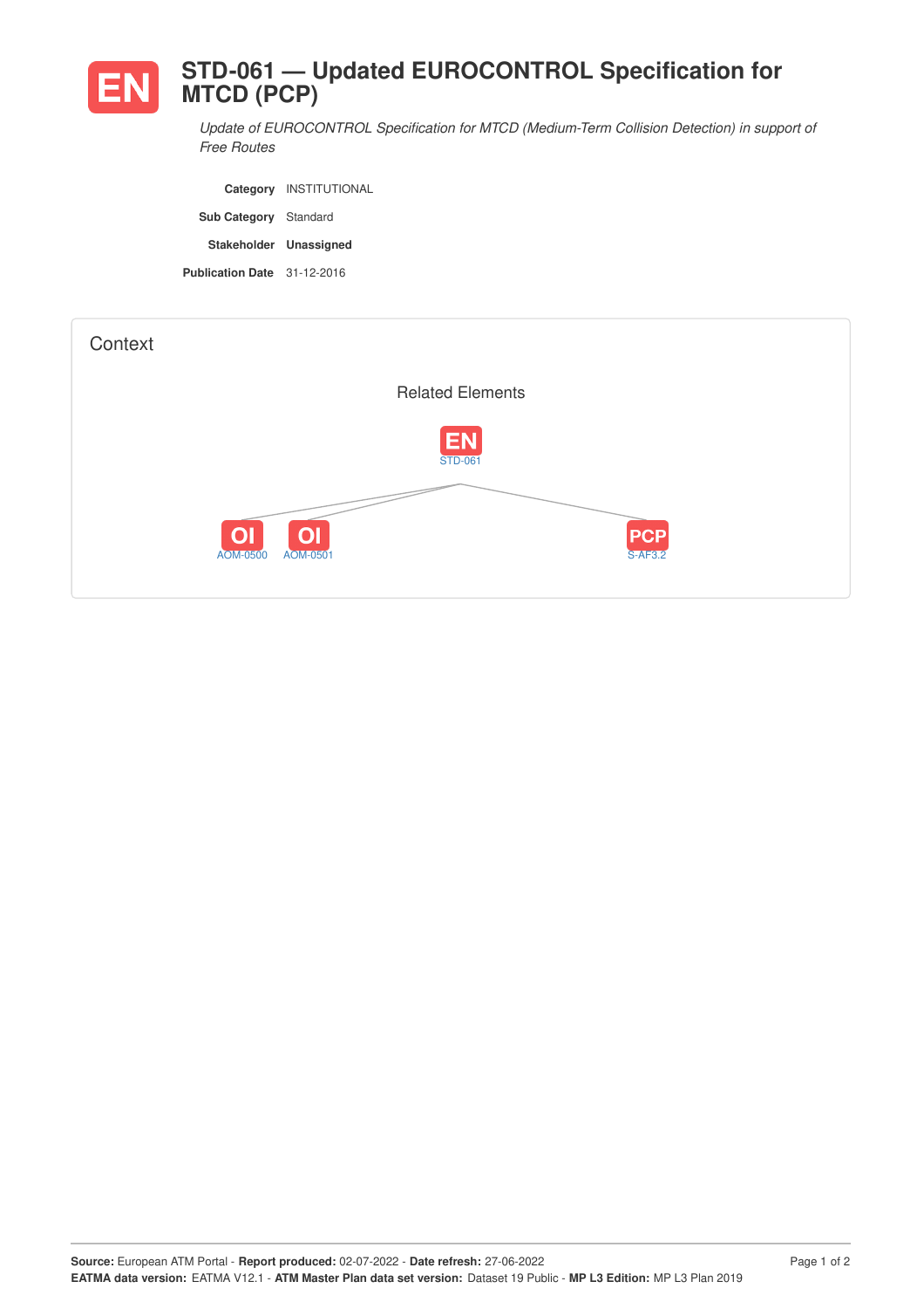# EN STD-061 — Updated EUROCONTROL Specification for MTCD (PCP)

*Update of EUROCONTROL Specification for MTCD (Medium-Term Collision Detection) in support of Free Routes*

| | |
|---|---|
| **Category** | INSTITUTIONAL |
| **Sub Category** | Standard |
| **Stakeholder** | **Unassigned** |
| **Publication Date** | 31-12-2016 |

## Context

### Related Elements

EN STD-061

- OI AOM-0500
- OI AOM-0501
- PCP S-AF3.2

**Source:** European ATM Portal - **Report produced:** 02-07-2022 - **Date refresh:** 27-06-2022
**EATMA data version:** EATMA V12.1 - **ATM Master Plan data set version:** Dataset 19 Public - **MP L3 Edition:** MP L3 Plan 2019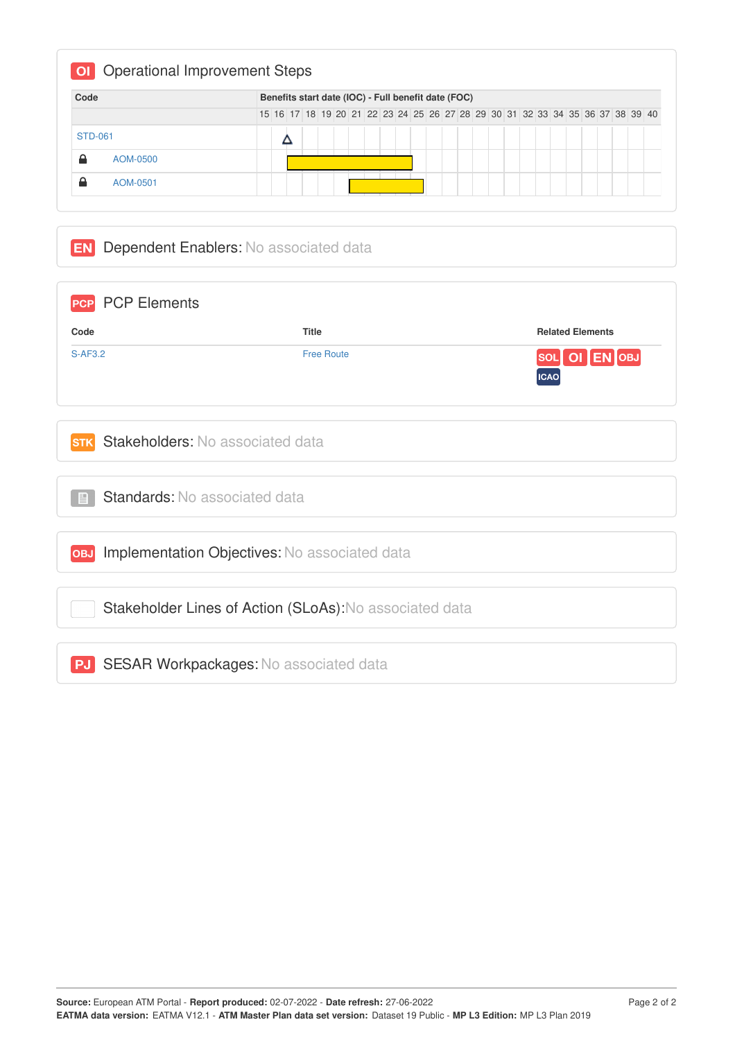## OI Operational Improvement Steps

| Code | Benefits start date (IOC) - Full benefit date (FOC) |
| --- | --- |
| | 15 16 17 18 19 20 21 22 23 24 25 26 27 28 29 30 31 32 33 34 35 36 37 38 39 40 |
| STD-061 | |
| AOM-0500 | |
| AOM-0501 | |

## EN Dependent Enablers: No associated data

## PCP PCP Elements

| Code | Title | Related Elements |
| --- | --- | --- |
| S-AF3.2 | Free Route | SOL OI EN OBJ ICAO |

## STK Stakeholders: No associated data

## Standards: No associated data

## OBJ Implementation Objectives: No associated data

## Stakeholder Lines of Action (SLoAs): No associated data

## PJ SESAR Workpackages: No associated data

**Source:** European ATM Portal - **Report produced:** 02-07-2022 - **Date refresh:** 27-06-2022
**EATMA data version:** EATMA V12.1 - **ATM Master Plan data set version:** Dataset 19 Public - **MP L3 Edition:** MP L3 Plan 2019